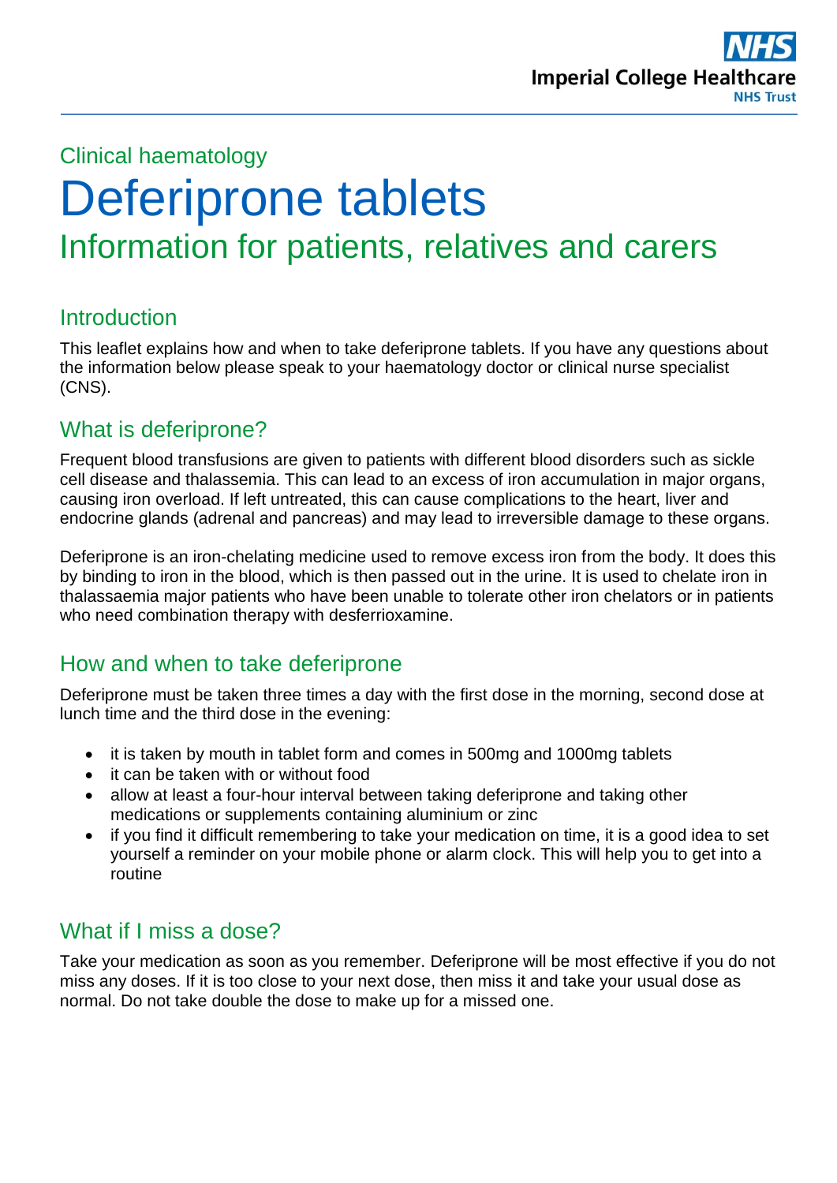Clinical haematology

# Deferiprone tablets

## Information for patients, relatives and carers

### Introduction

This leaflet explains how and when to take deferiprone tablets. If you have any questions about the information below please speak to your haematology doctor or clinical nurse specialist (CNS).

### What is deferiprone?

Frequent blood transfusions are given to patients with different blood disorders such as sickle cell disease and thalassemia. This can lead to an excess of iron accumulation in major organs, causing iron overload. If left untreated, this can cause complications to the heart, liver and endocrine glands (adrenal and pancreas) and may lead to irreversible damage to these organs.

Deferiprone is an iron-chelating medicine used to remove excess iron from the body. It does this by binding to iron in the blood, which is then passed out in the urine. It is used to chelate iron in thalassaemia major patients who have been unable to tolerate other iron chelators or in patients who need combination therapy with desferrioxamine.

### How and when to take deferiprone

Deferiprone must be taken three times a day with the first dose in the morning, second dose at lunch time and the third dose in the evening:

- it is taken by mouth in tablet form and comes in 500mg and 1000mg tablets
- it can be taken with or without food
- allow at least a four-hour interval between taking deferiprone and taking other medications or supplements containing aluminium or zinc
- if you find it difficult remembering to take your medication on time, it is a good idea to set yourself a reminder on your mobile phone or alarm clock. This will help you to get into a routine

### What if I miss a dose?

Take your medication as soon as you remember. Deferiprone will be most effective if you do not miss any doses. If it is too close to your next dose, then miss it and take your usual dose as normal. Do not take double the dose to make up for a missed one.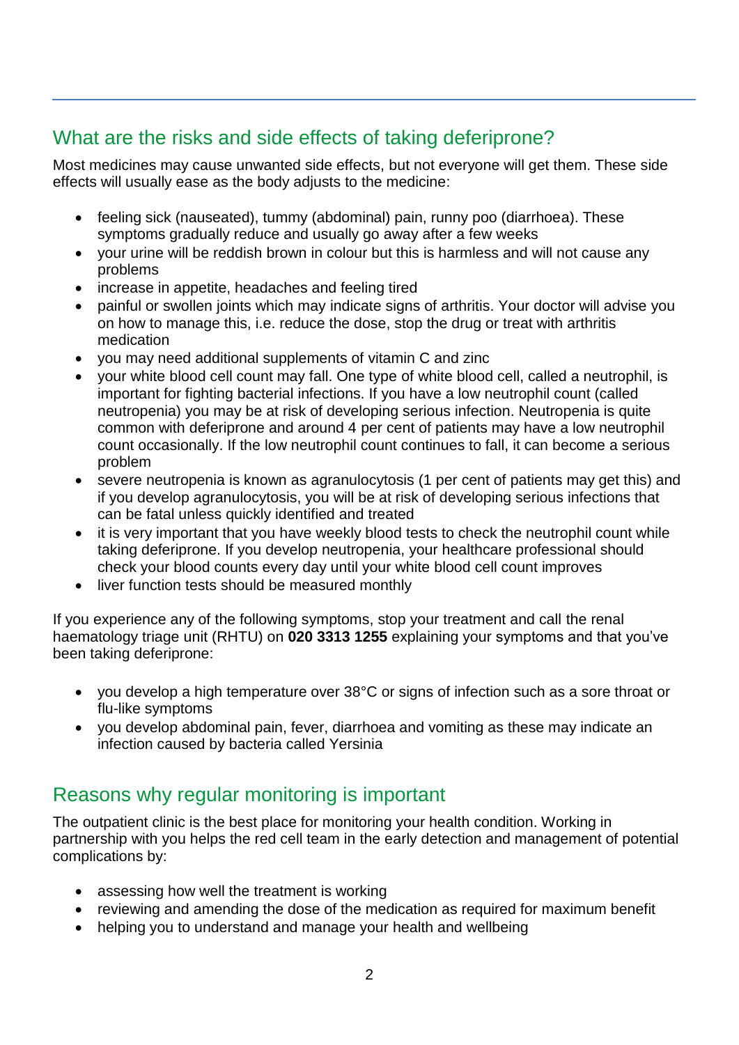## What are the risks and side effects of taking deferiprone?

Most medicines may cause unwanted side effects, but not everyone will get them. These side effects will usually ease as the body adjusts to the medicine:

- feeling sick (nauseated), tummy (abdominal) pain, runny poo (diarrhoea). These symptoms gradually reduce and usually go away after a few weeks
- your urine will be reddish brown in colour but this is harmless and will not cause any problems
- increase in appetite, headaches and feeling tired
- painful or swollen joints which may indicate signs of arthritis. Your doctor will advise you on how to manage this, i.e. reduce the dose, stop the drug or treat with arthritis medication
- you may need additional supplements of vitamin C and zinc
- your white blood cell count may fall. One type of white blood cell, called a neutrophil, is important for fighting bacterial infections. If you have a low neutrophil count (called neutropenia) you may be at risk of developing serious infection. Neutropenia is quite common with deferiprone and around 4 per cent of patients may have a low neutrophil count occasionally. If the low neutrophil count continues to fall, it can become a serious problem
- severe neutropenia is known as agranulocytosis (1 per cent of patients may get this) and if you develop agranulocytosis, you will be at risk of developing serious infections that can be fatal unless quickly identified and treated
- it is very important that you have weekly blood tests to check the neutrophil count while taking deferiprone. If you develop neutropenia, your healthcare professional should check your blood counts every day until your white blood cell count improves
- liver function tests should be measured monthly

If you experience any of the following symptoms, stop your treatment and call the renal haematology triage unit (RHTU) on **020 3313 1255** explaining your symptoms and that you've been taking deferiprone:

- you develop a high temperature over 38°C or signs of infection such as a sore throat or flu-like symptoms
- you develop abdominal pain, fever, diarrhoea and vomiting as these may indicate an infection caused by bacteria called Yersinia

## Reasons why regular monitoring is important

The outpatient clinic is the best place for monitoring your health condition. Working in partnership with you helps the red cell team in the early detection and management of potential complications by:

- assessing how well the treatment is working
- reviewing and amending the dose of the medication as required for maximum benefit
- helping you to understand and manage your health and wellbeing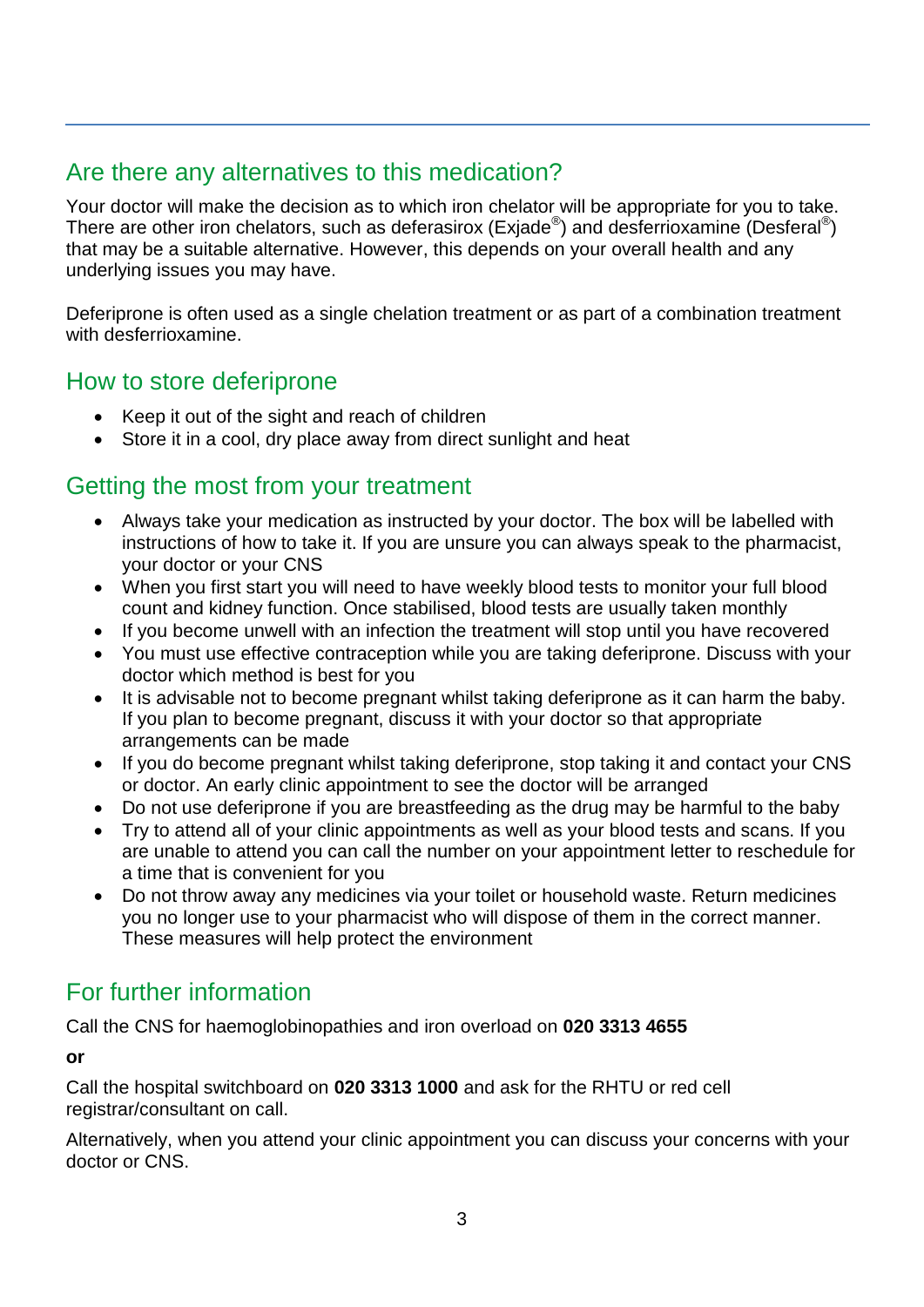## Are there any alternatives to this medication?

Your doctor will make the decision as to which iron chelator will be appropriate for you to take. There are other iron chelators, such as deferasirox (Exjade®) and desferrioxamine (Desferal®) that may be a suitable alternative. However, this depends on your overall health and any underlying issues you may have.

Deferiprone is often used as a single chelation treatment or as part of a combination treatment with desferrioxamine.

## How to store deferiprone

- Keep it out of the sight and reach of children
- Store it in a cool, dry place away from direct sunlight and heat

## Getting the most from your treatment

- Always take your medication as instructed by your doctor. The box will be labelled with instructions of how to take it. If you are unsure you can always speak to the pharmacist, your doctor or your CNS
- When you first start you will need to have weekly blood tests to monitor your full blood count and kidney function. Once stabilised, blood tests are usually taken monthly
- If you become unwell with an infection the treatment will stop until you have recovered
- You must use effective contraception while you are taking deferiprone. Discuss with your doctor which method is best for you
- It is advisable not to become pregnant whilst taking deferiprone as it can harm the baby. If you plan to become pregnant, discuss it with your doctor so that appropriate arrangements can be made
- If you do become pregnant whilst taking deferiprone, stop taking it and contact your CNS or doctor. An early clinic appointment to see the doctor will be arranged
- Do not use deferiprone if you are breastfeeding as the drug may be harmful to the baby
- Try to attend all of your clinic appointments as well as your blood tests and scans. If you are unable to attend you can call the number on your appointment letter to reschedule for a time that is convenient for you
- Do not throw away any medicines via your toilet or household waste. Return medicines you no longer use to your pharmacist who will dispose of them in the correct manner. These measures will help protect the environment

## For further information

Call the CNS for haemoglobinopathies and iron overload on **020 3313 4655**

**or**

Call the hospital switchboard on **020 3313 1000** and ask for the RHTU or red cell registrar/consultant on call.

Alternatively, when you attend your clinic appointment you can discuss your concerns with your doctor or CNS.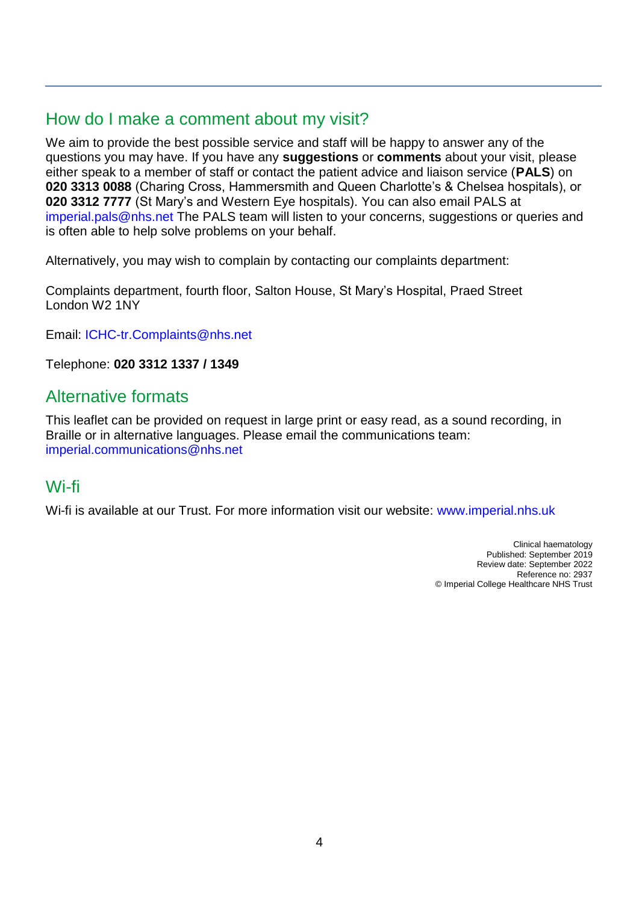## How do I make a comment about my visit?

We aim to provide the best possible service and staff will be happy to answer any of the questions you may have. If you have any **suggestions** or **comments** about your visit, please either speak to a member of staff or contact the patient advice and liaison service (**PALS**) on **020 3313 0088** (Charing Cross, Hammersmith and Queen Charlotte's & Chelsea hospitals), or **020 3312 7777** (St Mary's and Western Eye hospitals). You can also email PALS at imperial.pals@nhs.net The PALS team will listen to your concerns, suggestions or queries and is often able to help solve problems on your behalf.

Alternatively, you may wish to complain by contacting our complaints department:

Complaints department, fourth floor, Salton House, St Mary's Hospital, Praed Street
London W2 1NY

Email: ICHC-tr.Complaints@nhs.net

Telephone: **020 3312 1337 / 1349**

## Alternative formats

This leaflet can be provided on request in large print or easy read, as a sound recording, in Braille or in alternative languages. Please email the communications team: imperial.communications@nhs.net

## Wi-fi

Wi-fi is available at our Trust. For more information visit our website: www.imperial.nhs.uk

Clinical haematology
Published: September 2019
Review date: September 2022
Reference no: 2937
© Imperial College Healthcare NHS Trust